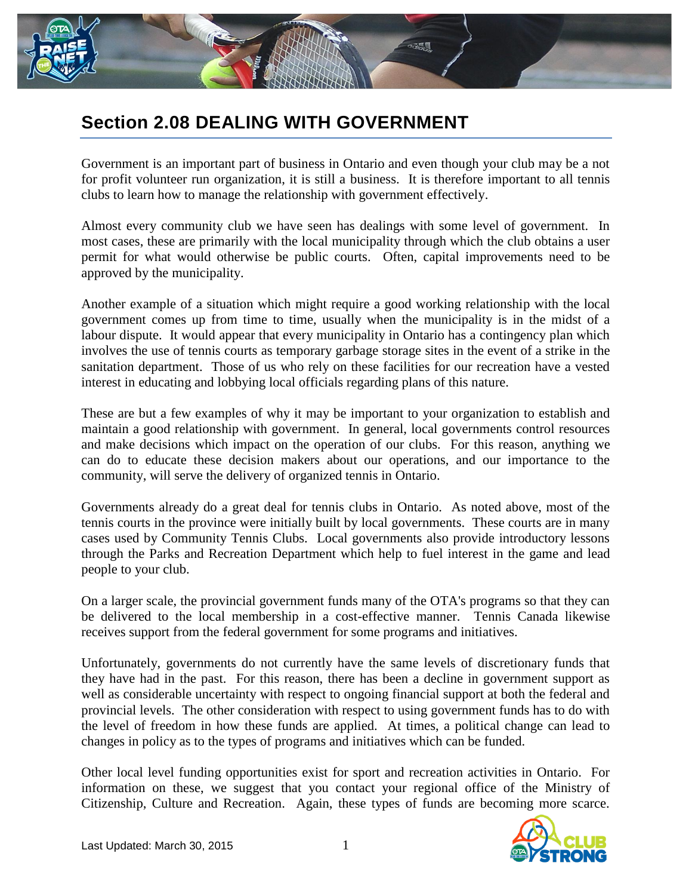## Section 2.08 DEALING WITH GOVERNMENT

Government is an important part of business in Ontario and even though your club may be a not for profit volunteer run organization, it is still a business. It is therefore important to all tennis clubs to learn how to manage the relationship with government effectively.

Almost every community club we have seen has dealings with some level of government. In most cases, these are primarily with the local municipality through which the club obtains a user permit for what would otherwise be public courts. Often, capital improvements need to be approved by the municipality.

Another example of a situation which might require a good working relationship with the local government comes up from time to time, usually when the municipality is in the midst of a labour dispute. It would appear that every municipality in Ontario has a contingency plan which involves the use of tennis courts as temporary garbage storage sites in the event of a strike in the sanitation department. Those of us who rely on these facilities for our recreation have a vested interest in educating and lobbying local officials regarding plans of this nature.

These are but a few examples of why it may be important to your organization to establish and maintain a good relationship with government. In general, local governments control resources and make decisions which impact on the operation of our clubs. For this reason, anything we can do to educate these decision makers about our operations, and our importance to the community, will serve the delivery of organized tennis in Ontario.

Governments already do a great deal for tennis clubs in Ontario. As noted above, most of the tennis courts in the province were initially built by local governments. These courts are in many cases used by Community Tennis Clubs. Local governments also provide introductory lessons through the Parks and Recreation Department which help to fuel interest in the game and lead people to your club.

On a larger scale, the provincial government funds many of the OTA's programs so that they can be delivered to the local membership in a cost-effective manner. Tennis Canada likewise receives support from the federal government for some programs and initiatives.

Unfortunately, governments do not currently have the same levels of discretionary funds that they have had in the past. For this reason, there has been a decline in government support as well as considerable uncertainty with respect to ongoing financial support at both the federal and provincial levels. The other consideration with respect to using government funds has to do with the level of freedom in how these funds are applied. At times, a political change can lead to changes in policy as to the types of programs and initiatives which can be funded.

Other local level funding opportunities exist for sport and recreation activities in Ontario. For information on these, we suggest that you contact your regional office of the Ministry of Citizenship, Culture and Recreation. Again, these types of funds are becoming more scarce.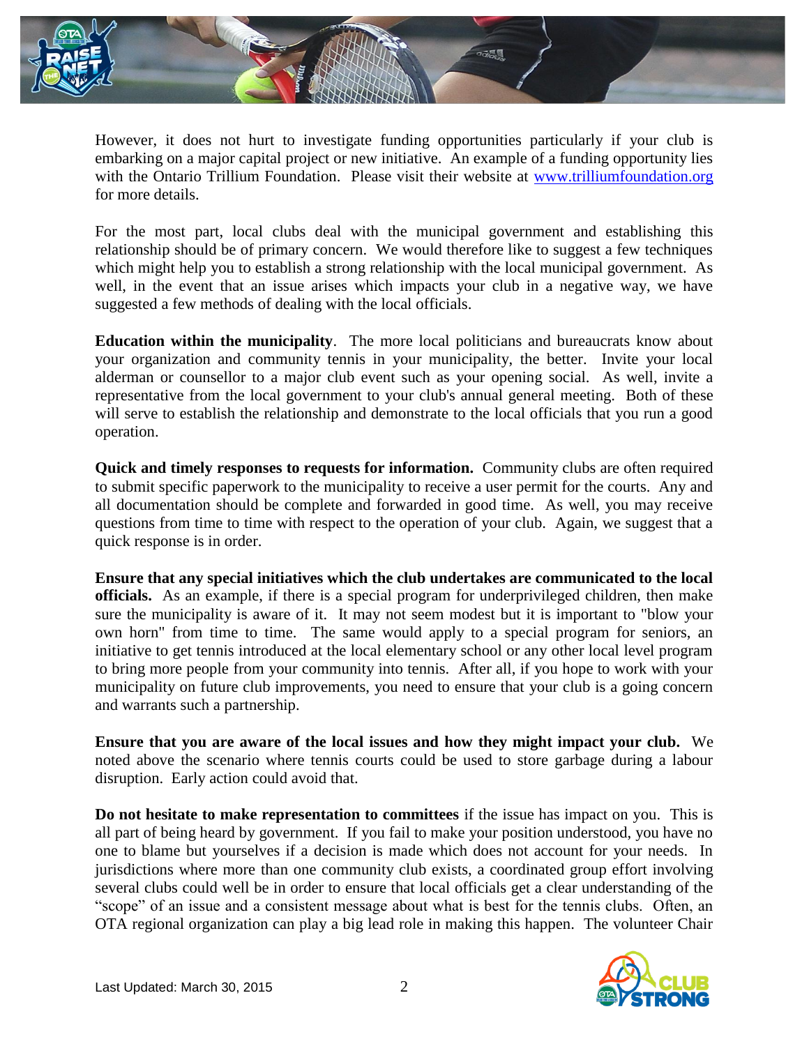However, it does not hurt to investigate funding opportunities particularly if your club is embarking on a major capital project or new initiative. An example of a funding opportunity lies with the Ontario Trillium Foundation. Please visit their website at [www.trilliumfoundation.org](http://www.trilliumfoundation.org) for more details.

For the most part, local clubs deal with the municipal government and establishing this relationship should be of primary concern. We would therefore like to suggest a few techniques which might help you to establish a strong relationship with the local municipal government. As well, in the event that an issue arises which impacts your club in a negative way, we have suggested a few methods of dealing with the local officials.

**Education within the municipality**. The more local politicians and bureaucrats know about your organization and community tennis in your municipality, the better. Invite your local alderman or counsellor to a major club event such as your opening social. As well, invite a representative from the local government to your club's annual general meeting. Both of these will serve to establish the relationship and demonstrate to the local officials that you run a good operation.

**Quick and timely responses to requests for information.** Community clubs are often required to submit specific paperwork to the municipality to receive a user permit for the courts. Any and all documentation should be complete and forwarded in good time. As well, you may receive questions from time to time with respect to the operation of your club. Again, we suggest that a quick response is in order.

**Ensure that any special initiatives which the club undertakes are communicated to the local officials.** As an example, if there is a special program for underprivileged children, then make sure the municipality is aware of it. It may not seem modest but it is important to "blow your own horn" from time to time. The same would apply to a special program for seniors, an initiative to get tennis introduced at the local elementary school or any other local level program to bring more people from your community into tennis. After all, if you hope to work with your municipality on future club improvements, you need to ensure that your club is a going concern and warrants such a partnership.

**Ensure that you are aware of the local issues and how they might impact your club.** We noted above the scenario where tennis courts could be used to store garbage during a labour disruption. Early action could avoid that.

**Do not hesitate to make representation to committees** if the issue has impact on you. This is all part of being heard by government. If you fail to make your position understood, you have no one to blame but yourselves if a decision is made which does not account for your needs. In jurisdictions where more than one community club exists, a coordinated group effort involving several clubs could well be in order to ensure that local officials get a clear understanding of the "scope" of an issue and a consistent message about what is best for the tennis clubs. Often, an OTA regional organization can play a big lead role in making this happen. The volunteer Chair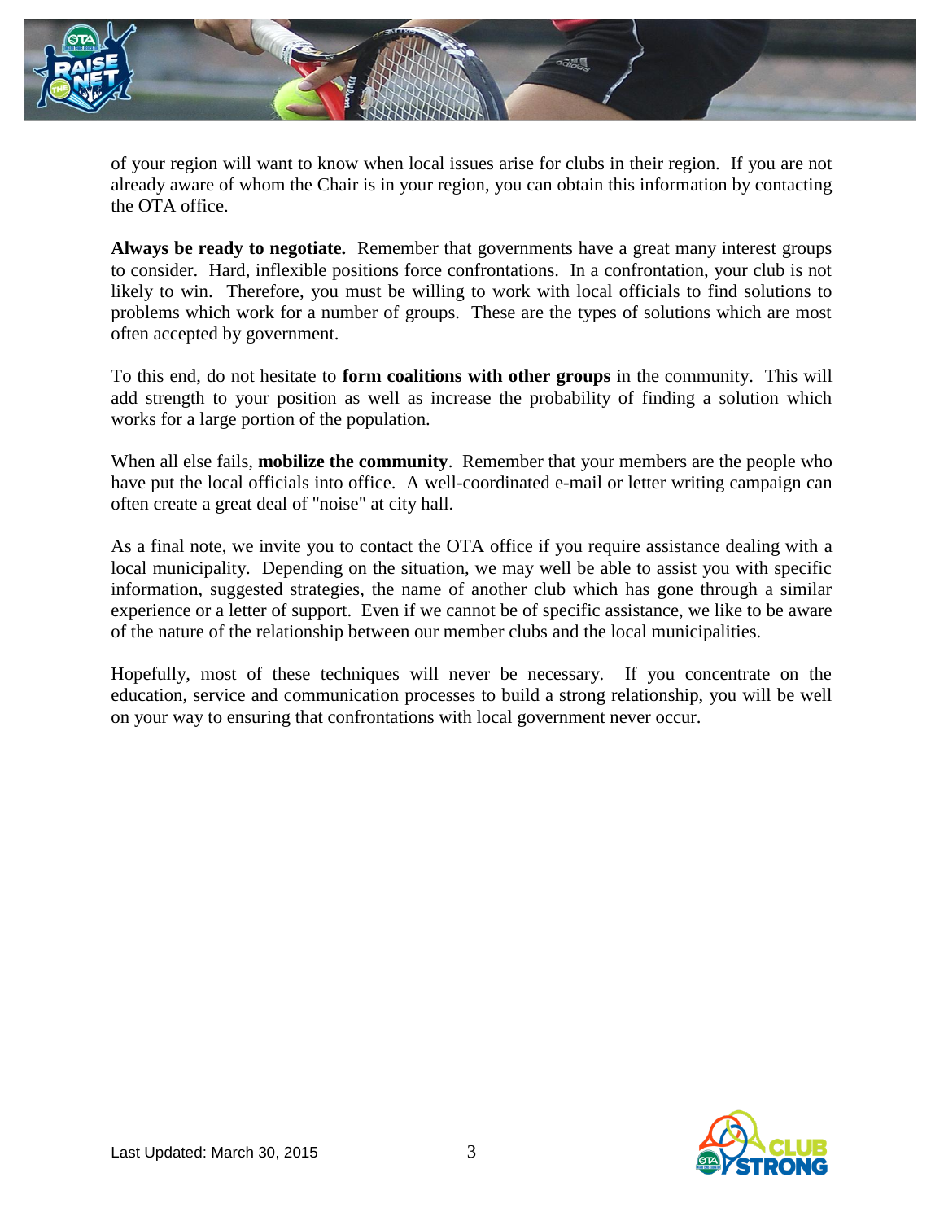of your region will want to know when local issues arise for clubs in their region. If you are not already aware of whom the Chair is in your region, you can obtain this information by contacting the OTA office.

**Always be ready to negotiate.** Remember that governments have a great many interest groups to consider. Hard, inflexible positions force confrontations. In a confrontation, your club is not likely to win. Therefore, you must be willing to work with local officials to find solutions to problems which work for a number of groups. These are the types of solutions which are most often accepted by government.

To this end, do not hesitate to **form coalitions with other groups** in the community. This will add strength to your position as well as increase the probability of finding a solution which works for a large portion of the population.

When all else fails, **mobilize the community**. Remember that your members are the people who have put the local officials into office. A well-coordinated e-mail or letter writing campaign can often create a great deal of "noise" at city hall.

As a final note, we invite you to contact the OTA office if you require assistance dealing with a local municipality. Depending on the situation, we may well be able to assist you with specific information, suggested strategies, the name of another club which has gone through a similar experience or a letter of support. Even if we cannot be of specific assistance, we like to be aware of the nature of the relationship between our member clubs and the local municipalities.

Hopefully, most of these techniques will never be necessary. If you concentrate on the education, service and communication processes to build a strong relationship, you will be well on your way to ensuring that confrontations with local government never occur.